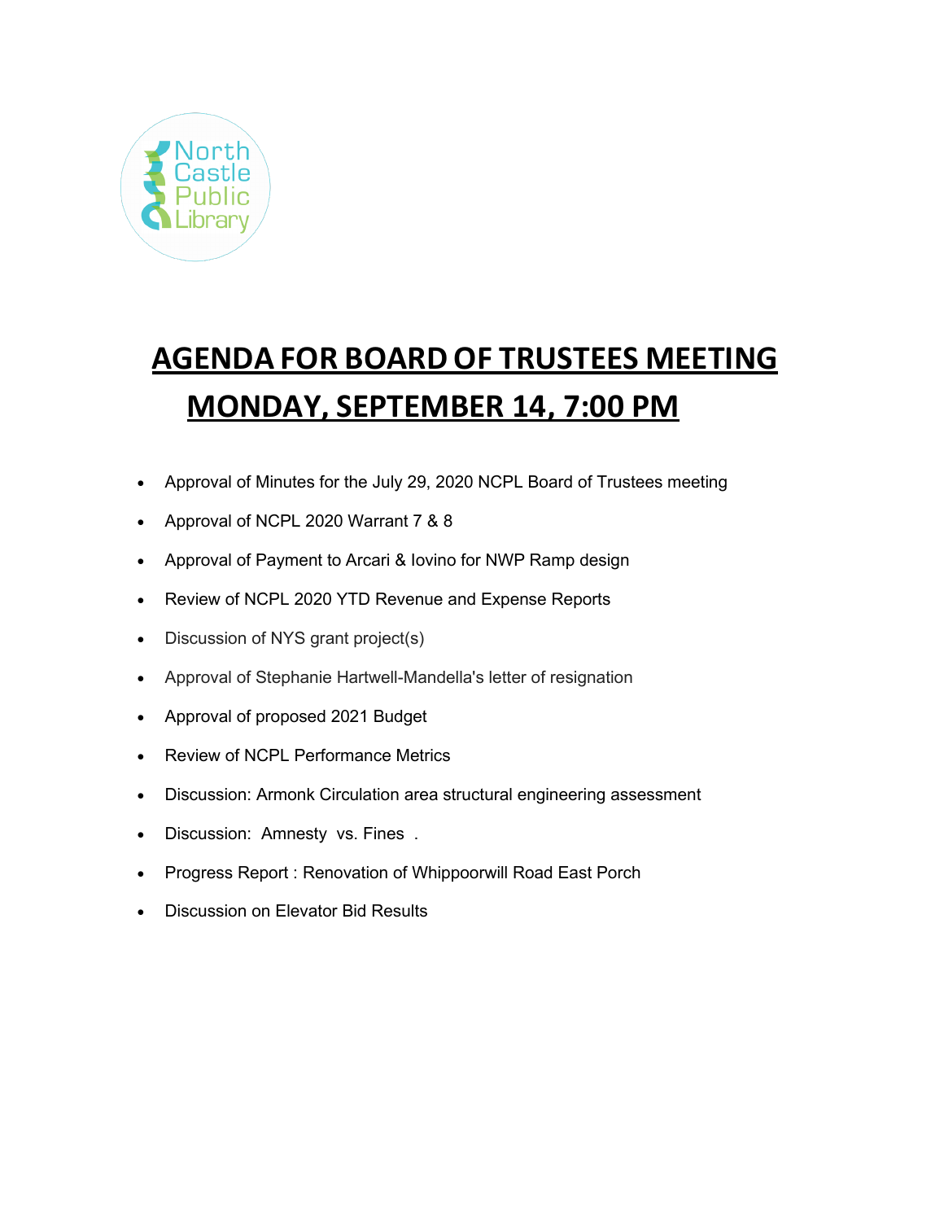North Castle Public Library

# AGENDA FOR BOARD OF TRUSTEES MEETING
# MONDAY, SEPTEMBER 14, 7:00 PM

- Approval of Minutes for the July 29, 2020 NCPL Board of Trustees meeting
- Approval of NCPL 2020 Warrant 7 & 8
- Approval of Payment to Arcari & Iovino for NWP Ramp design
- Review of NCPL 2020 YTD Revenue and Expense Reports
- Discussion of NYS grant project(s)
- Approval of Stephanie Hartwell-Mandella's letter of resignation
- Approval of proposed 2021 Budget
- Review of NCPL Performance Metrics
- Discussion: Armonk Circulation area structural engineering assessment
- Discussion: Amnesty vs. Fines .
- Progress Report : Renovation of Whippoorwill Road East Porch
- Discussion on Elevator Bid Results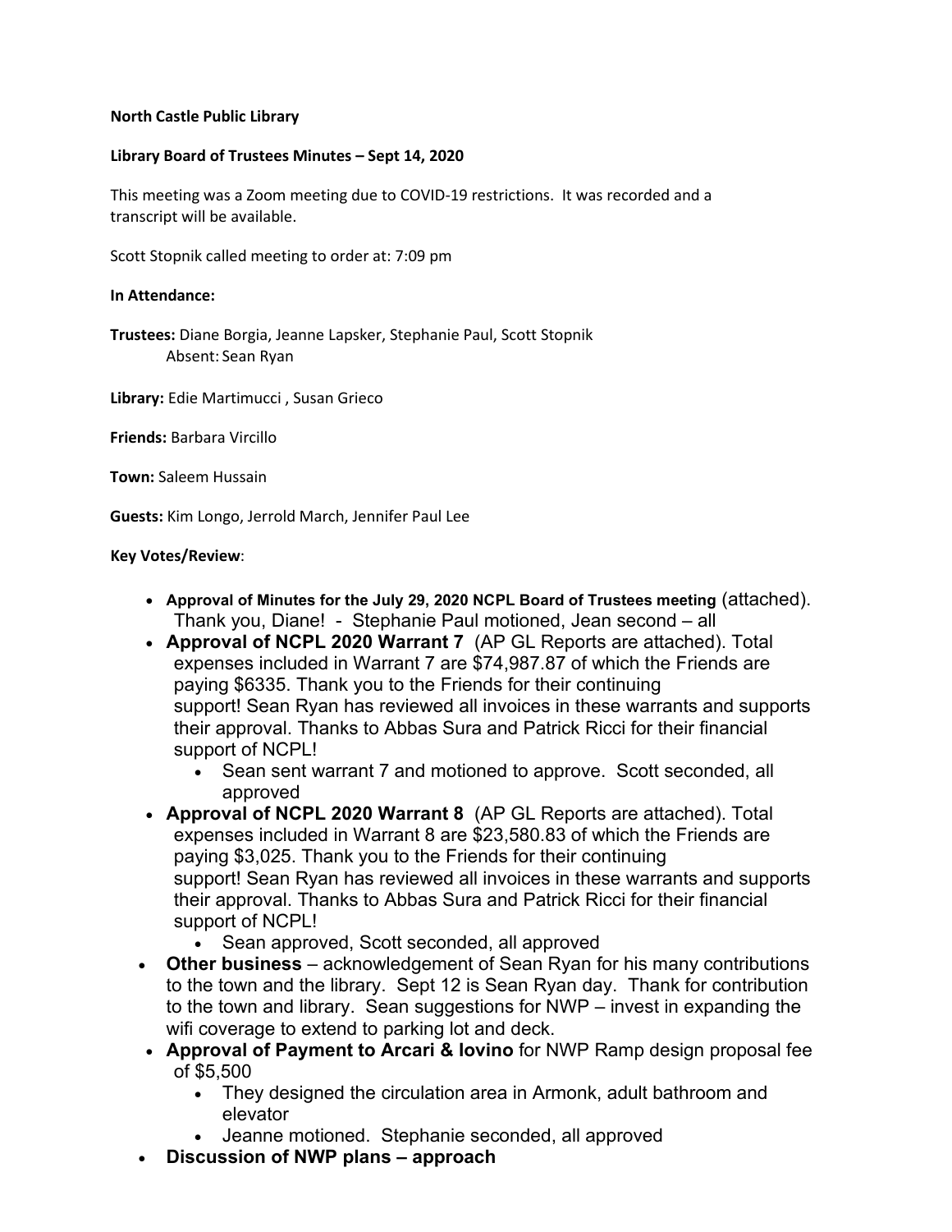**North Castle Public Library**

**Library Board of Trustees Minutes – Sept 14, 2020**

This meeting was a Zoom meeting due to COVID-19 restrictions. It was recorded and a transcript will be available.

Scott Stopnik called meeting to order at: 7:09 pm

**In Attendance:**

**Trustees:** Diane Borgia, Jeanne Lapsker, Stephanie Paul, Scott Stopnik
Absent: Sean Ryan

**Library:** Edie Martimucci , Susan Grieco

**Friends:** Barbara Vircillo

**Town:** Saleem Hussain

**Guests:** Kim Longo, Jerrold March, Jennifer Paul Lee

**Key Votes/Review**:

- **Approval of Minutes for the July 29, 2020 NCPL Board of Trustees meeting** (attached). Thank you, Diane! - Stephanie Paul motioned, Jean second – all
- **Approval of NCPL 2020 Warrant 7** (AP GL Reports are attached). Total expenses included in Warrant 7 are $74,987.87 of which the Friends are paying $6335. Thank you to the Friends for their continuing support! Sean Ryan has reviewed all invoices in these warrants and supports their approval. Thanks to Abbas Sura and Patrick Ricci for their financial support of NCPL!
  - Sean sent warrant 7 and motioned to approve. Scott seconded, all approved
- **Approval of NCPL 2020 Warrant 8** (AP GL Reports are attached). Total expenses included in Warrant 8 are $23,580.83 of which the Friends are paying $3,025. Thank you to the Friends for their continuing support! Sean Ryan has reviewed all invoices in these warrants and supports their approval. Thanks to Abbas Sura and Patrick Ricci for their financial support of NCPL!
  - Sean approved, Scott seconded, all approved
- **Other business** – acknowledgement of Sean Ryan for his many contributions to the town and the library. Sept 12 is Sean Ryan day. Thank for contribution to the town and library. Sean suggestions for NWP – invest in expanding the wifi coverage to extend to parking lot and deck.
- **Approval of Payment to Arcari & Iovino** for NWP Ramp design proposal fee of $5,500
  - They designed the circulation area in Armonk, adult bathroom and elevator
  - Jeanne motioned. Stephanie seconded, all approved
- **Discussion of NWP plans – approach**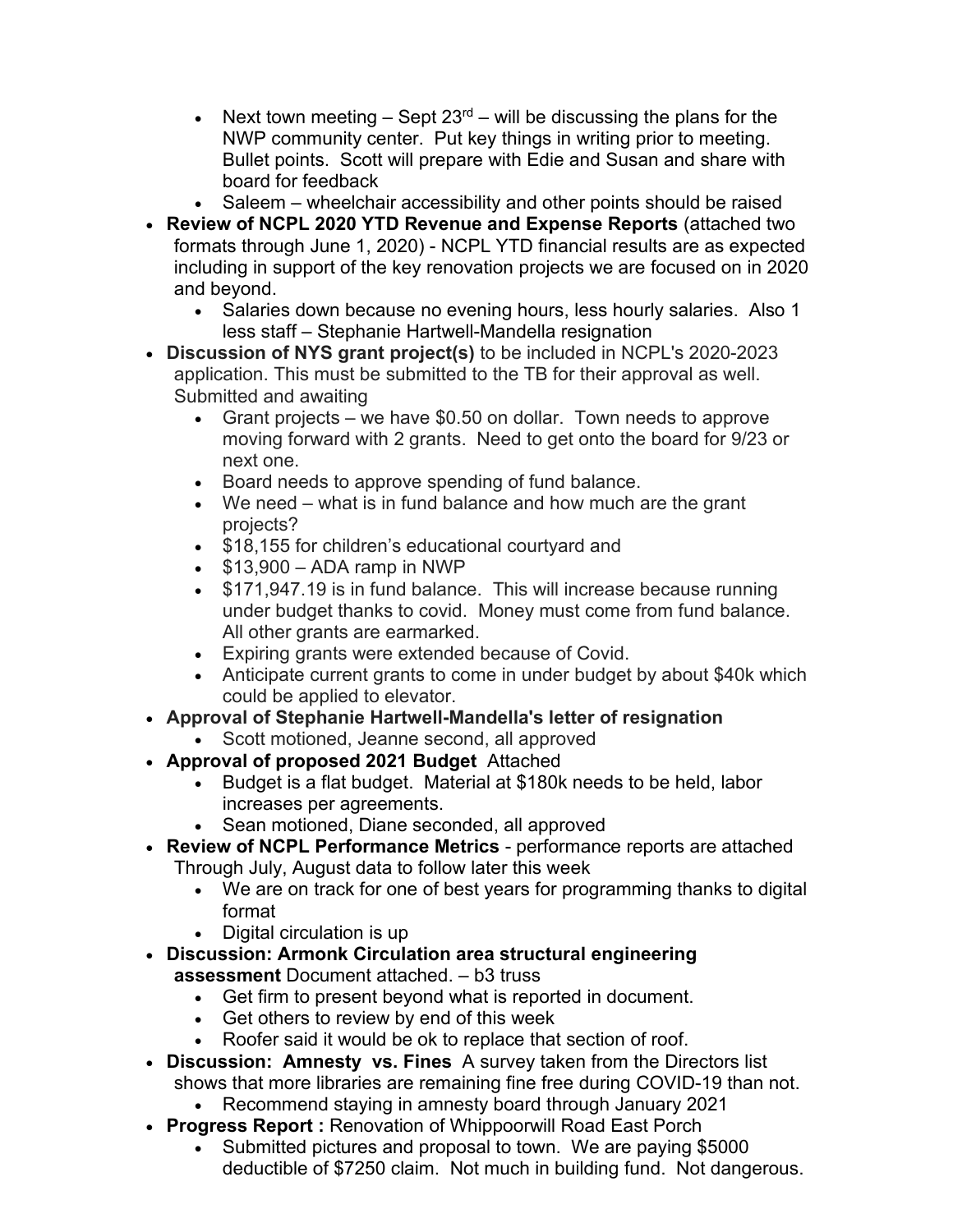- Next town meeting – Sept 23rd – will be discussing the plans for the NWP community center. Put key things in writing prior to meeting. Bullet points. Scott will prepare with Edie and Susan and share with board for feedback
- Saleem – wheelchair accessibility and other points should be raised

- **Review of NCPL 2020 YTD Revenue and Expense Reports** (attached two formats through June 1, 2020) - NCPL YTD financial results are as expected including in support of the key renovation projects we are focused on in 2020 and beyond.
  - Salaries down because no evening hours, less hourly salaries. Also 1 less staff – Stephanie Hartwell-Mandella resignation
- **Discussion of NYS grant project(s)** to be included in NCPL's 2020-2023 application. This must be submitted to the TB for their approval as well. Submitted and awaiting
  - Grant projects – we have $0.50 on dollar. Town needs to approve moving forward with 2 grants. Need to get onto the board for 9/23 or next one.
  - Board needs to approve spending of fund balance.
  - We need – what is in fund balance and how much are the grant projects?
  - $18,155 for children's educational courtyard and
  - $13,900 – ADA ramp in NWP
  - $171,947.19 is in fund balance. This will increase because running under budget thanks to covid. Money must come from fund balance. All other grants are earmarked.
  - Expiring grants were extended because of Covid.
  - Anticipate current grants to come in under budget by about $40k which could be applied to elevator.
- **Approval of Stephanie Hartwell-Mandella's letter of resignation**
  - Scott motioned, Jeanne second, all approved
- **Approval of proposed 2021 Budget** Attached
  - Budget is a flat budget. Material at $180k needs to be held, labor increases per agreements.
  - Sean motioned, Diane seconded, all approved
- **Review of NCPL Performance Metrics** - performance reports are attached Through July, August data to follow later this week
  - We are on track for one of best years for programming thanks to digital format
  - Digital circulation is up
- **Discussion: Armonk Circulation area structural engineering assessment** Document attached. – b3 truss
  - Get firm to present beyond what is reported in document.
  - Get others to review by end of this week
  - Roofer said it would be ok to replace that section of roof.
- **Discussion: Amnesty vs. Fines** A survey taken from the Directors list shows that more libraries are remaining fine free during COVID-19 than not.
  - Recommend staying in amnesty board through January 2021
- **Progress Report :** Renovation of Whippoorwill Road East Porch
  - Submitted pictures and proposal to town. We are paying $5000 deductible of $7250 claim. Not much in building fund. Not dangerous.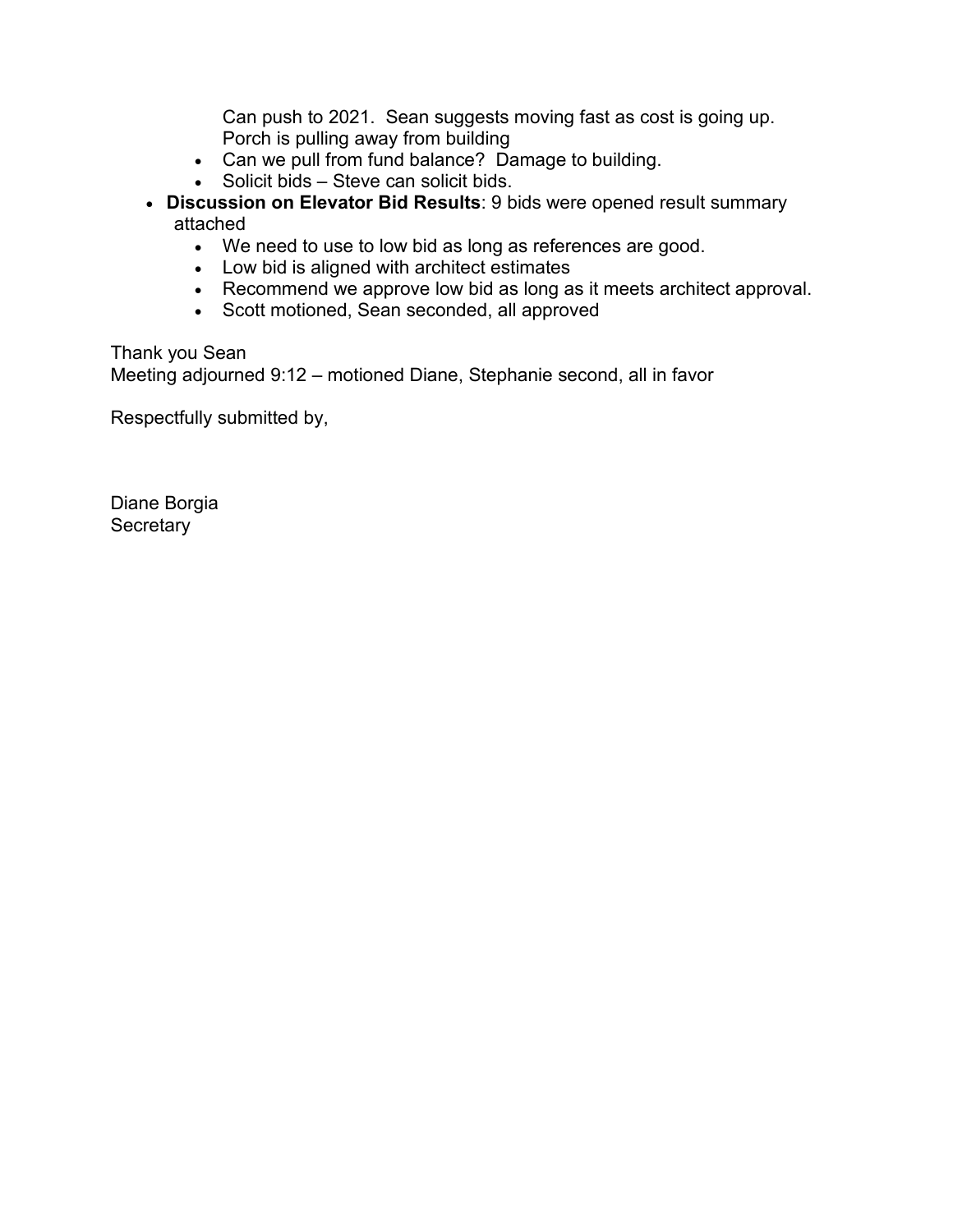Can push to 2021. Sean suggests moving fast as cost is going up. Porch is pulling away from building
  - Can we pull from fund balance? Damage to building.
  - Solicit bids – Steve can solicit bids.
- **Discussion on Elevator Bid Results**: 9 bids were opened result summary attached
  - We need to use to low bid as long as references are good.
  - Low bid is aligned with architect estimates
  - Recommend we approve low bid as long as it meets architect approval.
  - Scott motioned, Sean seconded, all approved

Thank you Sean
Meeting adjourned 9:12 – motioned Diane, Stephanie second, all in favor

Respectfully submitted by,

Diane Borgia
Secretary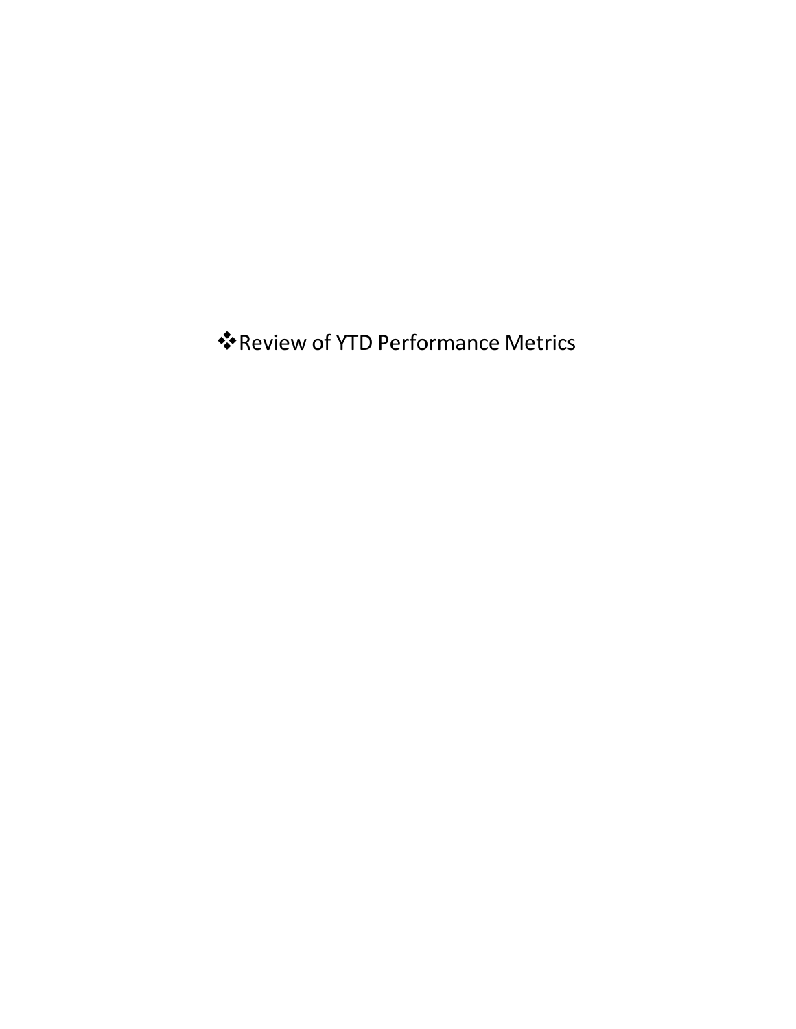❖ Review of YTD Performance Metrics